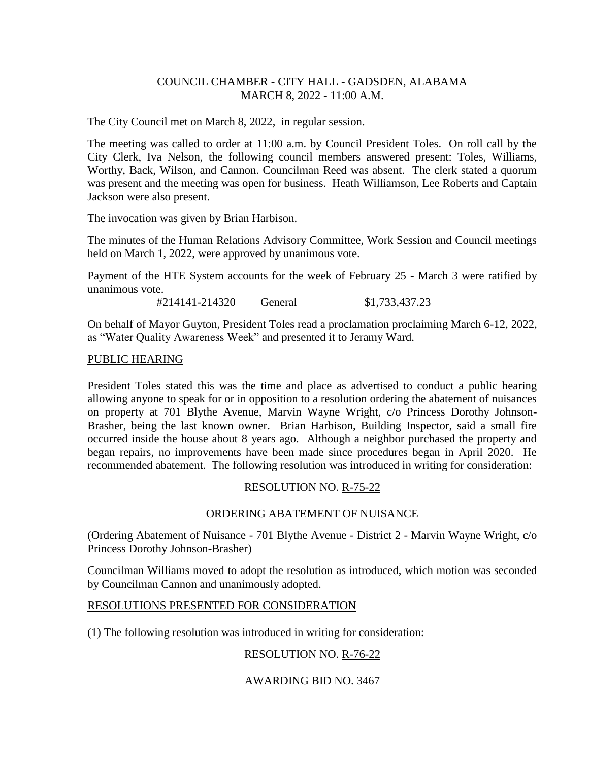COUNCIL CHAMBER - CITY HALL - GADSDEN, ALABAMA
MARCH 8, 2022 - 11:00 A.M.

The City Council met on March 8, 2022, in regular session.

The meeting was called to order at 11:00 a.m. by Council President Toles. On roll call by the City Clerk, Iva Nelson, the following council members answered present: Toles, Williams, Worthy, Back, Wilson, and Cannon. Councilman Reed was absent. The clerk stated a quorum was present and the meeting was open for business. Heath Williamson, Lee Roberts and Captain Jackson were also present.

The invocation was given by Brian Harbison.

The minutes of the Human Relations Advisory Committee, Work Session and Council meetings held on March 1, 2022, were approved by unanimous vote.

Payment of the HTE System accounts for the week of February 25 - March 3 were ratified by unanimous vote.

| #214141-214320 | General | $1,733,437.23 |
|---|---|---|

On behalf of Mayor Guyton, President Toles read a proclamation proclaiming March 6-12, 2022, as "Water Quality Awareness Week" and presented it to Jeramy Ward.

PUBLIC HEARING

President Toles stated this was the time and place as advertised to conduct a public hearing allowing anyone to speak for or in opposition to a resolution ordering the abatement of nuisances on property at 701 Blythe Avenue, Marvin Wayne Wright, c/o Princess Dorothy Johnson-Brasher, being the last known owner. Brian Harbison, Building Inspector, said a small fire occurred inside the house about 8 years ago. Although a neighbor purchased the property and began repairs, no improvements have been made since procedures began in April 2020. He recommended abatement. The following resolution was introduced in writing for consideration:

RESOLUTION NO. R-75-22

ORDERING ABATEMENT OF NUISANCE

(Ordering Abatement of Nuisance - 701 Blythe Avenue - District 2 - Marvin Wayne Wright, c/o Princess Dorothy Johnson-Brasher)

Councilman Williams moved to adopt the resolution as introduced, which motion was seconded by Councilman Cannon and unanimously adopted.

RESOLUTIONS PRESENTED FOR CONSIDERATION

(1) The following resolution was introduced in writing for consideration:

RESOLUTION NO. R-76-22

AWARDING BID NO. 3467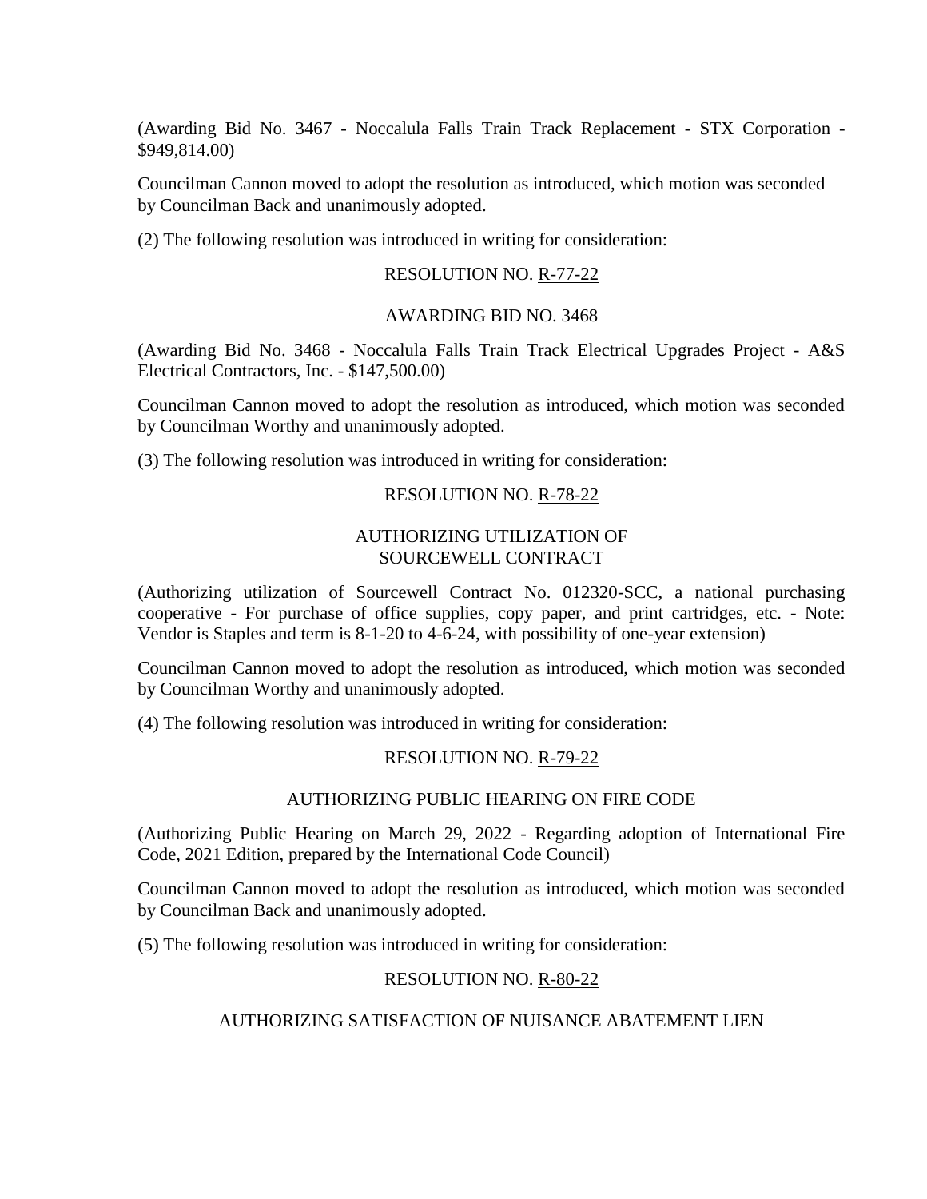(Awarding Bid No. 3467 - Noccalula Falls Train Track Replacement - STX Corporation - $949,814.00)

Councilman Cannon moved to adopt the resolution as introduced, which motion was seconded by Councilman Back and unanimously adopted.

(2) The following resolution was introduced in writing for consideration:

RESOLUTION NO. R-77-22

AWARDING BID NO. 3468

(Awarding Bid No. 3468 - Noccalula Falls Train Track Electrical Upgrades Project - A&S Electrical Contractors, Inc. - $147,500.00)

Councilman Cannon moved to adopt the resolution as introduced, which motion was seconded by Councilman Worthy and unanimously adopted.

(3) The following resolution was introduced in writing for consideration:

RESOLUTION NO. R-78-22

AUTHORIZING UTILIZATION OF SOURCEWELL CONTRACT

(Authorizing utilization of Sourcewell Contract No. 012320-SCC, a national purchasing cooperative - For purchase of office supplies, copy paper, and print cartridges, etc. - Note: Vendor is Staples and term is 8-1-20 to 4-6-24, with possibility of one-year extension)

Councilman Cannon moved to adopt the resolution as introduced, which motion was seconded by Councilman Worthy and unanimously adopted.

(4) The following resolution was introduced in writing for consideration:

RESOLUTION NO. R-79-22

AUTHORIZING PUBLIC HEARING ON FIRE CODE

(Authorizing Public Hearing on March 29, 2022 - Regarding adoption of International Fire Code, 2021 Edition, prepared by the International Code Council)

Councilman Cannon moved to adopt the resolution as introduced, which motion was seconded by Councilman Back and unanimously adopted.

(5) The following resolution was introduced in writing for consideration:

RESOLUTION NO. R-80-22

AUTHORIZING SATISFACTION OF NUISANCE ABATEMENT LIEN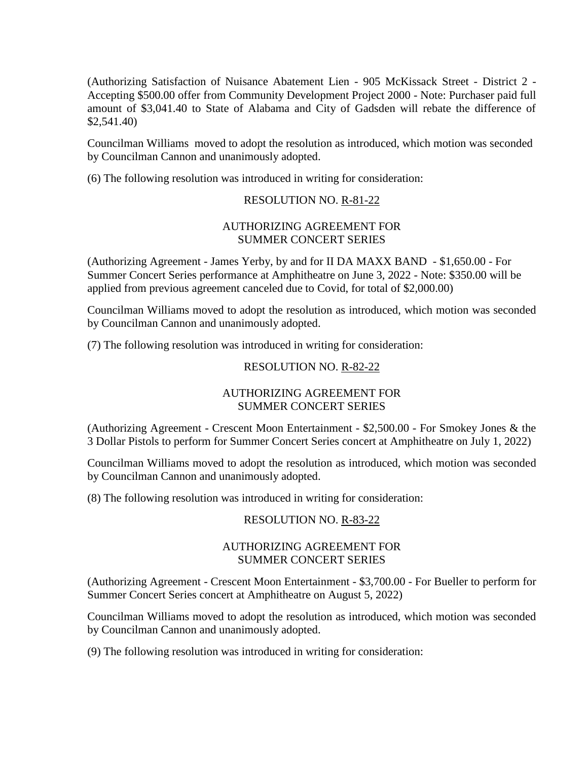(Authorizing Satisfaction of Nuisance Abatement Lien - 905 McKissack Street - District 2 - Accepting $500.00 offer from Community Development Project 2000 - Note: Purchaser paid full amount of $3,041.40 to State of Alabama and City of Gadsden will rebate the difference of $2,541.40)

Councilman Williams moved to adopt the resolution as introduced, which motion was seconded by Councilman Cannon and unanimously adopted.

(6) The following resolution was introduced in writing for consideration:

RESOLUTION NO. R-81-22

AUTHORIZING AGREEMENT FOR SUMMER CONCERT SERIES

(Authorizing Agreement - James Yerby, by and for II DA MAXX BAND - $1,650.00 - For Summer Concert Series performance at Amphitheatre on June 3, 2022 - Note: $350.00 will be applied from previous agreement canceled due to Covid, for total of $2,000.00)

Councilman Williams moved to adopt the resolution as introduced, which motion was seconded by Councilman Cannon and unanimously adopted.

(7) The following resolution was introduced in writing for consideration:

RESOLUTION NO. R-82-22

AUTHORIZING AGREEMENT FOR SUMMER CONCERT SERIES

(Authorizing Agreement - Crescent Moon Entertainment - $2,500.00 - For Smokey Jones & the 3 Dollar Pistols to perform for Summer Concert Series concert at Amphitheatre on July 1, 2022)

Councilman Williams moved to adopt the resolution as introduced, which motion was seconded by Councilman Cannon and unanimously adopted.

(8) The following resolution was introduced in writing for consideration:

RESOLUTION NO. R-83-22

AUTHORIZING AGREEMENT FOR SUMMER CONCERT SERIES

(Authorizing Agreement - Crescent Moon Entertainment - $3,700.00 - For Bueller to perform for Summer Concert Series concert at Amphitheatre on August 5, 2022)

Councilman Williams moved to adopt the resolution as introduced, which motion was seconded by Councilman Cannon and unanimously adopted.

(9) The following resolution was introduced in writing for consideration: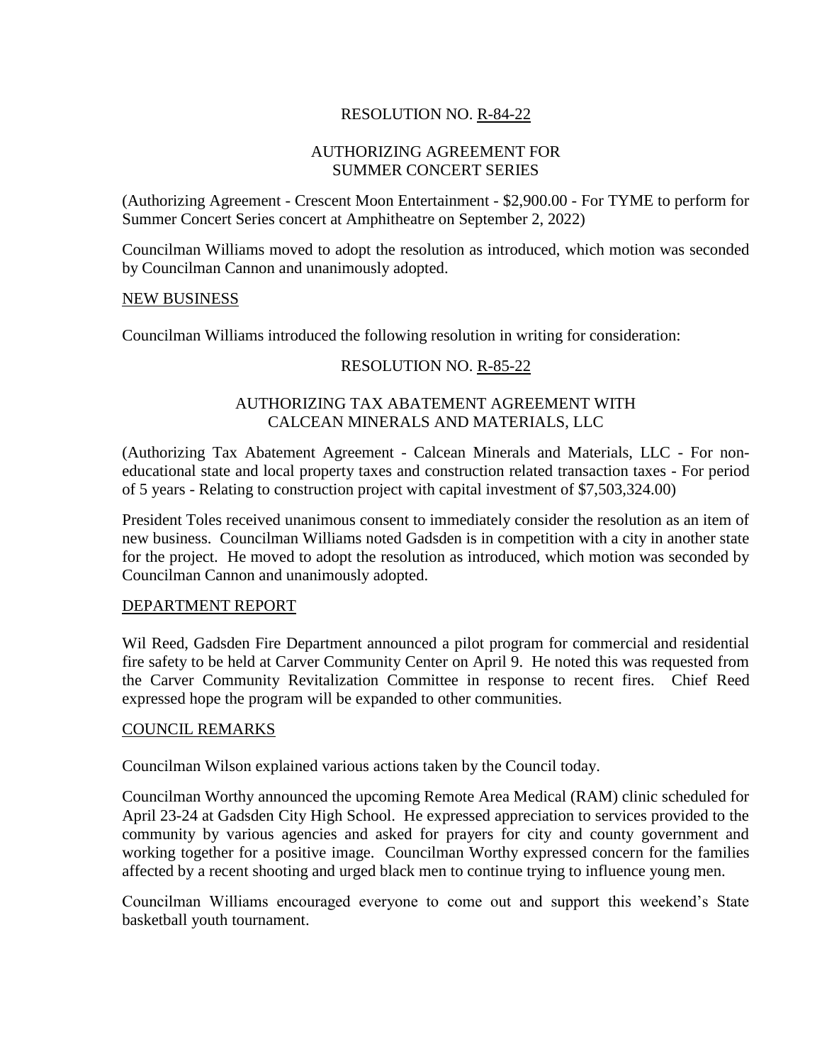RESOLUTION NO. R-84-22

AUTHORIZING AGREEMENT FOR
SUMMER CONCERT SERIES

(Authorizing Agreement - Crescent Moon Entertainment - $2,900.00 - For TYME to perform for Summer Concert Series concert at Amphitheatre on September 2, 2022)

Councilman Williams moved to adopt the resolution as introduced, which motion was seconded by Councilman Cannon and unanimously adopted.

## NEW BUSINESS

Councilman Williams introduced the following resolution in writing for consideration:

RESOLUTION NO. R-85-22

AUTHORIZING TAX ABATEMENT AGREEMENT WITH
CALCEAN MINERALS AND MATERIALS, LLC

(Authorizing Tax Abatement Agreement - Calcean Minerals and Materials, LLC - For non-educational state and local property taxes and construction related transaction taxes - For period of 5 years - Relating to construction project with capital investment of $7,503,324.00)

President Toles received unanimous consent to immediately consider the resolution as an item of new business. Councilman Williams noted Gadsden is in competition with a city in another state for the project. He moved to adopt the resolution as introduced, which motion was seconded by Councilman Cannon and unanimously adopted.

## DEPARTMENT REPORT

Wil Reed, Gadsden Fire Department announced a pilot program for commercial and residential fire safety to be held at Carver Community Center on April 9. He noted this was requested from the Carver Community Revitalization Committee in response to recent fires. Chief Reed expressed hope the program will be expanded to other communities.

## COUNCIL REMARKS

Councilman Wilson explained various actions taken by the Council today.

Councilman Worthy announced the upcoming Remote Area Medical (RAM) clinic scheduled for April 23-24 at Gadsden City High School. He expressed appreciation to services provided to the community by various agencies and asked for prayers for city and county government and working together for a positive image. Councilman Worthy expressed concern for the families affected by a recent shooting and urged black men to continue trying to influence young men.

Councilman Williams encouraged everyone to come out and support this weekend's State basketball youth tournament.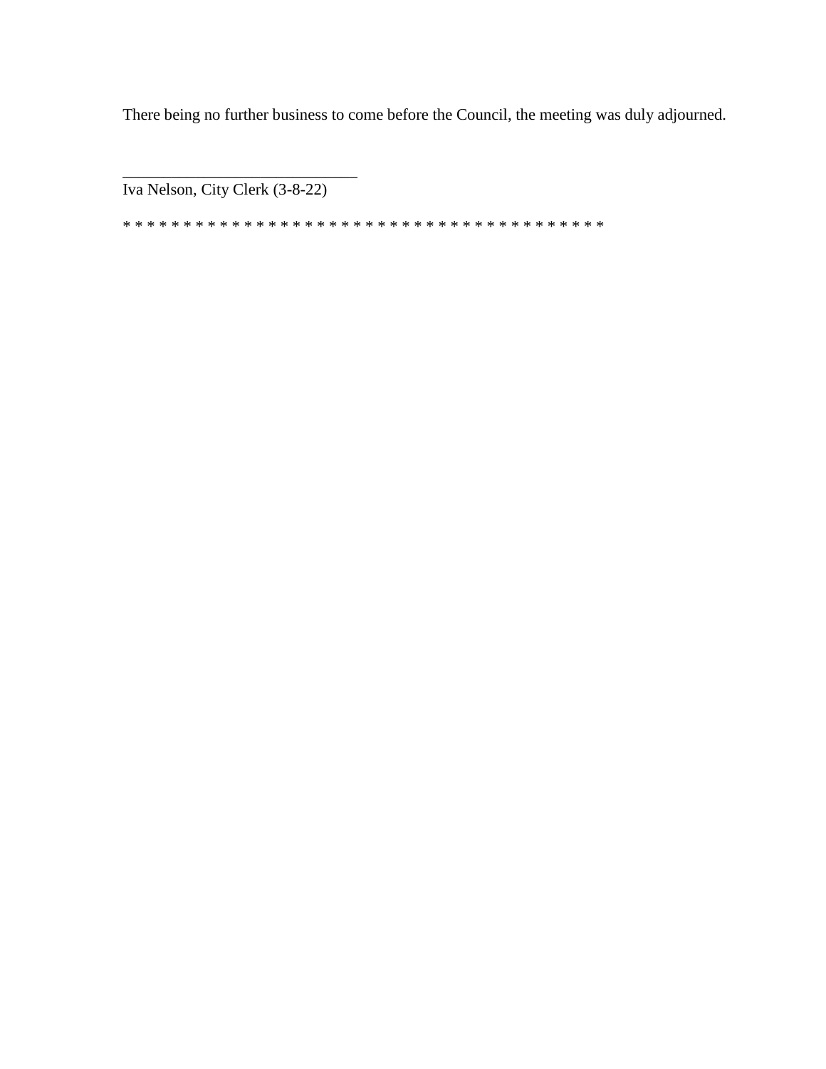There being no further business to come before the Council, the meeting was duly adjourned.

_____________________________
Iva Nelson, City Clerk (3-8-22)

* * * * * * * * * * * * * * * * * * * * * * * * * * * * * * * * * * * * * * * *